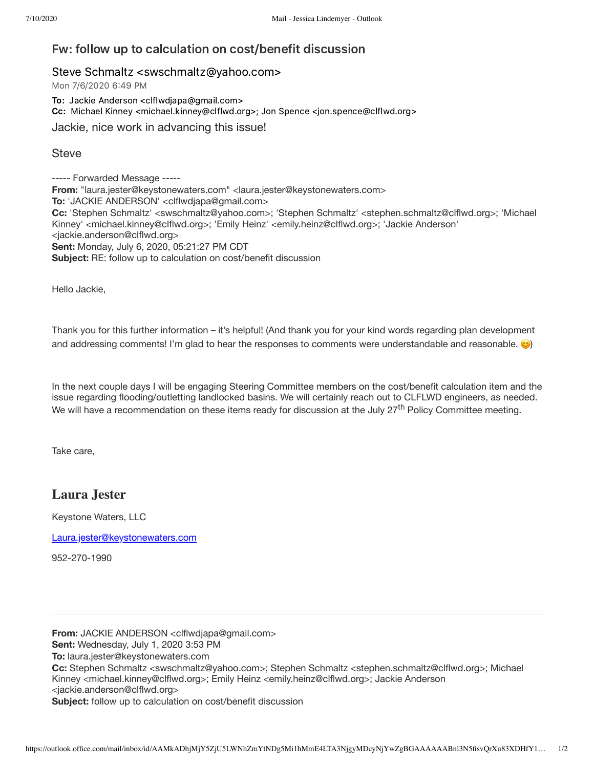## Fw: follow up to calculation on cost/benefit discussion

Steve Schmaltz <swschmaltz@yahoo.com>

Mon 7/6/2020 6:49 PM

**To:** Jackie Anderson <clflwdjapa@gmail.com>

**Cc:** Michael Kinney <michael.kinney@clflwd.org>; Jon Spence <jon.spence@clflwd.org>

Jackie, nice work in advancing this issue!

Steve

----- Forwarded Message -----

**From:** "laura.jester@keystonewaters.com" <laura.jester@keystonewaters.com>

**To:** 'JACKIE ANDERSON' <clflwdjapa@gmail.com>

**Cc:** 'Stephen Schmaltz' <swschmaltz@yahoo.com>; 'Stephen Schmaltz' <stephen.schmaltz@clflwd.org>; 'Michael Kinney' <michael.kinney@clflwd.org>; 'Emily Heinz' <emily.heinz@clflwd.org>; 'Jackie Anderson' <jackie.anderson@clflwd.org>

**Sent:** Monday, July 6, 2020, 05:21:27 PM CDT

**Subject:** RE: follow up to calculation on cost/benefit discussion

Hello Jackie,

Thank you for this further information – it's helpful! (And thank you for your kind words regarding plan development and addressing comments! I'm glad to hear the responses to comments were understandable and reasonable. 😊)

In the next couple days I will be engaging Steering Committee members on the cost/benefit calculation item and the issue regarding flooding/outletting landlocked basins. We will certainly reach out to CLFLWD engineers, as needed. We will have a recommendation on these items ready for discussion at the July 27th Policy Committee meeting.

Take care,

**Laura Jester**

Keystone Waters, LLC

Laura.jester@keystonewaters.com

952-270-1990

---

**From:** JACKIE ANDERSON <clflwdjapa@gmail.com>

**Sent:** Wednesday, July 1, 2020 3:53 PM

**To:** laura.jester@keystonewaters.com

**Cc:** Stephen Schmaltz <swschmaltz@yahoo.com>; Stephen Schmaltz <stephen.schmaltz@clflwd.org>; Michael Kinney <michael.kinney@clflwd.org>; Emily Heinz <emily.heinz@clflwd.org>; Jackie Anderson <jackie.anderson@clflwd.org>

**Subject:** follow up to calculation on cost/benefit discussion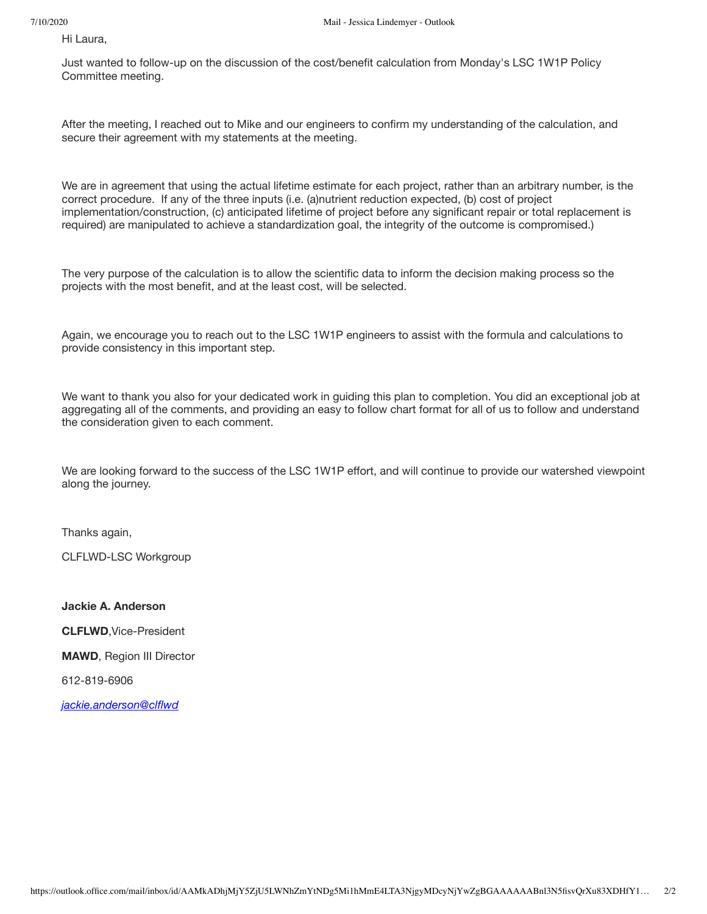Hi Laura,

Just wanted to follow-up on the discussion of the cost/benefit calculation from Monday's LSC 1W1P Policy Committee meeting.

After the meeting, I reached out to Mike and our engineers to confirm my understanding of the calculation, and secure their agreement with my statements at the meeting.

We are in agreement that using the actual lifetime estimate for each project, rather than an arbitrary number, is the correct procedure. If any of the three inputs (i.e. (a)nutrient reduction expected, (b) cost of project implementation/construction, (c) anticipated lifetime of project before any significant repair or total replacement is required) are manipulated to achieve a standardization goal, the integrity of the outcome is compromised.)

The very purpose of the calculation is to allow the scientific data to inform the decision making process so the projects with the most benefit, and at the least cost, will be selected.

Again, we encourage you to reach out to the LSC 1W1P engineers to assist with the formula and calculations to provide consistency in this important step.

We want to thank you also for your dedicated work in guiding this plan to completion. You did an exceptional job at aggregating all of the comments, and providing an easy to follow chart format for all of us to follow and understand the consideration given to each comment.

We are looking forward to the success of the LSC 1W1P effort, and will continue to provide our watershed viewpoint along the journey.

Thanks again,

CLFLWD-LSC Workgroup

**Jackie A. Anderson**

**CLFLWD**,Vice-President

**MAWD**, Region III Director

612-819-6906

*jackie.anderson@clflwd*